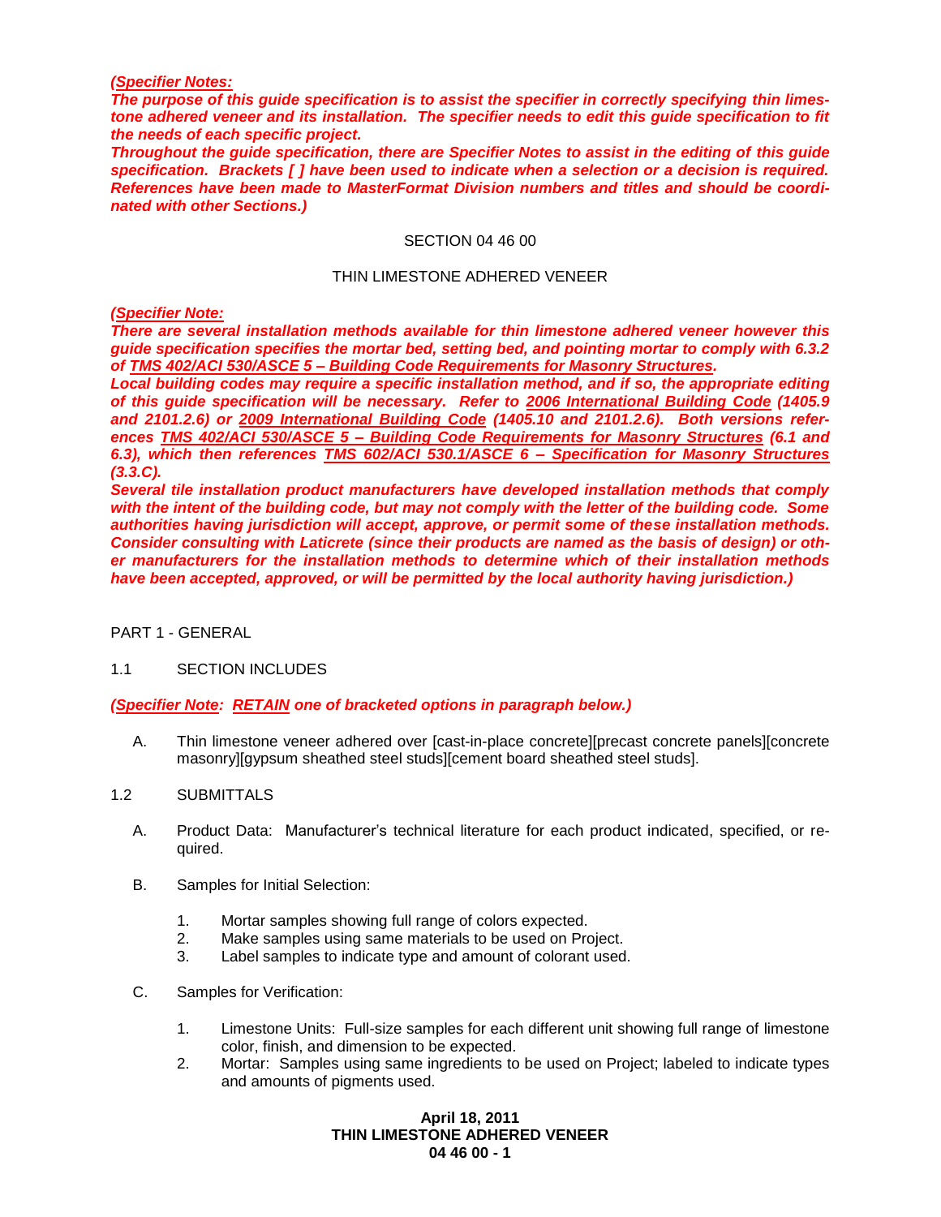***(<u>Specifier Notes:</u>***
***The purpose of this guide specification is to assist the specifier in correctly specifying thin limestone adhered veneer and its installation. The specifier needs to edit this guide specification to fit the needs of each specific project.***
***Throughout the guide specification, there are Specifier Notes to assist in the editing of this guide specification. Brackets [ ] have been used to indicate when a selection or a decision is required. References have been made to MasterFormat Division numbers and titles and should be coordinated with other Sections.)***

SECTION 04 46 00

THIN LIMESTONE ADHERED VENEER

***(<u>Specifier Note:</u>***
***There are several installation methods available for thin limestone adhered veneer however this guide specification specifies the mortar bed, setting bed, and pointing mortar to comply with 6.3.2 of <u>TMS 402/ACI 530/ASCE 5 – Building Code Requirements for Masonry Structures</u>.***
***Local building codes may require a specific installation method, and if so, the appropriate editing of this guide specification will be necessary. Refer to <u>2006 International Building Code</u> (1405.9 and 2101.2.6) or <u>2009 International Building Code</u> (1405.10 and 2101.2.6). Both versions references <u>TMS 402/ACI 530/ASCE 5 – Building Code Requirements for Masonry Structures</u> (6.1 and 6.3), which then references <u>TMS 602/ACI 530.1/ASCE 6 – Specification for Masonry Structures</u> (3.3.C).***
***Several tile installation product manufacturers have developed installation methods that comply with the intent of the building code, but may not comply with the letter of the building code. Some authorities having jurisdiction will accept, approve, or permit some of these installation methods. Consider consulting with Laticrete (since their products are named as the basis of design) or other manufacturers for the installation methods to determine which of their installation methods have been accepted, approved, or will be permitted by the local authority having jurisdiction.)***

## PART 1 - GENERAL

### 1.1 SECTION INCLUDES

***(<u>Specifier Note</u>: <u>RETAIN</u> one of bracketed options in paragraph below.)***

A. Thin limestone veneer adhered over [cast-in-place concrete][precast concrete panels][concrete masonry][gypsum sheathed steel studs][cement board sheathed steel studs].

### 1.2 SUBMITTALS

A. Product Data: Manufacturer's technical literature for each product indicated, specified, or required.

B. Samples for Initial Selection:

1. Mortar samples showing full range of colors expected.
2. Make samples using same materials to be used on Project.
3. Label samples to indicate type and amount of colorant used.

C. Samples for Verification:

1. Limestone Units: Full-size samples for each different unit showing full range of limestone color, finish, and dimension to be expected.
2. Mortar: Samples using same ingredients to be used on Project; labeled to indicate types and amounts of pigments used.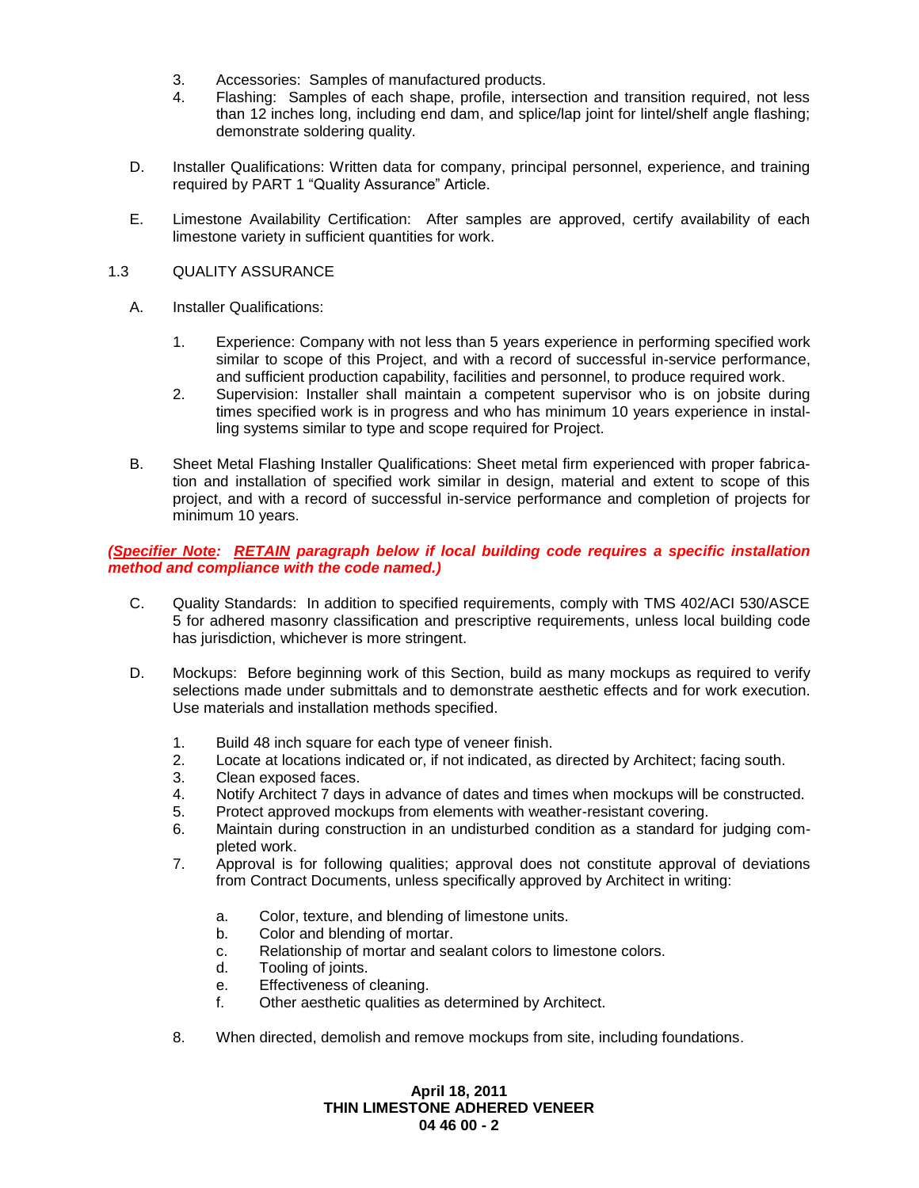3. Accessories: Samples of manufactured products.
4. Flashing: Samples of each shape, profile, intersection and transition required, not less than 12 inches long, including end dam, and splice/lap joint for lintel/shelf angle flashing; demonstrate soldering quality.

D. Installer Qualifications: Written data for company, principal personnel, experience, and training required by PART 1 "Quality Assurance" Article.

E. Limestone Availability Certification: After samples are approved, certify availability of each limestone variety in sufficient quantities for work.

1.3 QUALITY ASSURANCE

A. Installer Qualifications:

1. Experience: Company with not less than 5 years experience in performing specified work similar to scope of this Project, and with a record of successful in-service performance, and sufficient production capability, facilities and personnel, to produce required work.
2. Supervision: Installer shall maintain a competent supervisor who is on jobsite during times specified work is in progress and who has minimum 10 years experience in installing systems similar to type and scope required for Project.

B. Sheet Metal Flashing Installer Qualifications: Sheet metal firm experienced with proper fabrication and installation of specified work similar in design, material and extent to scope of this project, and with a record of successful in-service performance and completion of projects for minimum 10 years.

***(Specifier Note: RETAIN paragraph below if local building code requires a specific installation method and compliance with the code named.)***

C. Quality Standards: In addition to specified requirements, comply with TMS 402/ACI 530/ASCE 5 for adhered masonry classification and prescriptive requirements, unless local building code has jurisdiction, whichever is more stringent.

D. Mockups: Before beginning work of this Section, build as many mockups as required to verify selections made under submittals and to demonstrate aesthetic effects and for work execution. Use materials and installation methods specified.

1. Build 48 inch square for each type of veneer finish.
2. Locate at locations indicated or, if not indicated, as directed by Architect; facing south.
3. Clean exposed faces.
4. Notify Architect 7 days in advance of dates and times when mockups will be constructed.
5. Protect approved mockups from elements with weather-resistant covering.
6. Maintain during construction in an undisturbed condition as a standard for judging completed work.
7. Approval is for following qualities; approval does not constitute approval of deviations from Contract Documents, unless specifically approved by Architect in writing:

   a. Color, texture, and blending of limestone units.
   b. Color and blending of mortar.
   c. Relationship of mortar and sealant colors to limestone colors.
   d. Tooling of joints.
   e. Effectiveness of cleaning.
   f. Other aesthetic qualities as determined by Architect.

8. When directed, demolish and remove mockups from site, including foundations.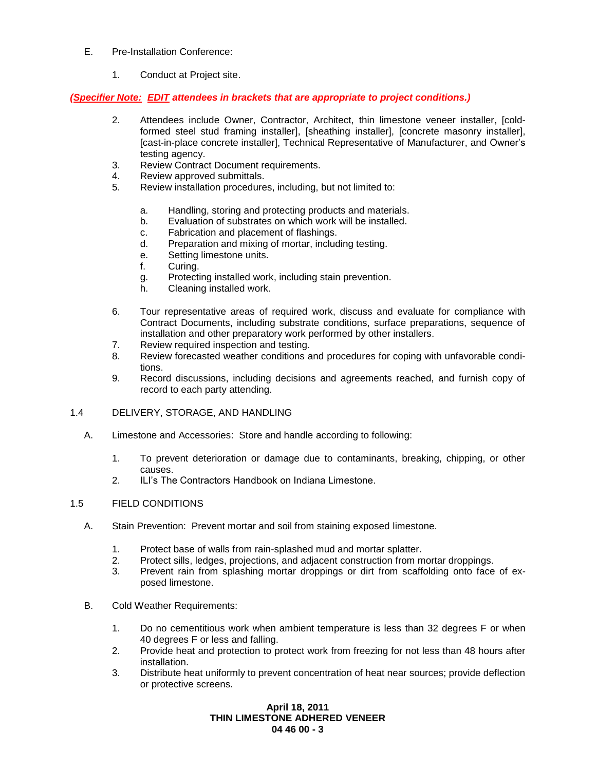E. Pre-Installation Conference:

1. Conduct at Project site.

***(Specifier Note: <u>EDIT</u> attendees in brackets that are appropriate to project conditions.)***

2. Attendees include Owner, Contractor, Architect, thin limestone veneer installer, [cold-formed steel stud framing installer], [sheathing installer], [concrete masonry installer], [cast-in-place concrete installer], Technical Representative of Manufacturer, and Owner's testing agency.
3. Review Contract Document requirements.
4. Review approved submittals.
5. Review installation procedures, including, but not limited to:
   a. Handling, storing and protecting products and materials.
   b. Evaluation of substrates on which work will be installed.
   c. Fabrication and placement of flashings.
   d. Preparation and mixing of mortar, including testing.
   e. Setting limestone units.
   f. Curing.
   g. Protecting installed work, including stain prevention.
   h. Cleaning installed work.
6. Tour representative areas of required work, discuss and evaluate for compliance with Contract Documents, including substrate conditions, surface preparations, sequence of installation and other preparatory work performed by other installers.
7. Review required inspection and testing.
8. Review forecasted weather conditions and procedures for coping with unfavorable conditions.
9. Record discussions, including decisions and agreements reached, and furnish copy of record to each party attending.

## 1.4 DELIVERY, STORAGE, AND HANDLING

A. Limestone and Accessories: Store and handle according to following:

1. To prevent deterioration or damage due to contaminants, breaking, chipping, or other causes.
2. ILI's The Contractors Handbook on Indiana Limestone.

## 1.5 FIELD CONDITIONS

A. Stain Prevention: Prevent mortar and soil from staining exposed limestone.

1. Protect base of walls from rain-splashed mud and mortar splatter.
2. Protect sills, ledges, projections, and adjacent construction from mortar droppings.
3. Prevent rain from splashing mortar droppings or dirt from scaffolding onto face of exposed limestone.

B. Cold Weather Requirements:

1. Do no cementitious work when ambient temperature is less than 32 degrees F or when 40 degrees F or less and falling.
2. Provide heat and protection to protect work from freezing for not less than 48 hours after installation.
3. Distribute heat uniformly to prevent concentration of heat near sources; provide deflection or protective screens.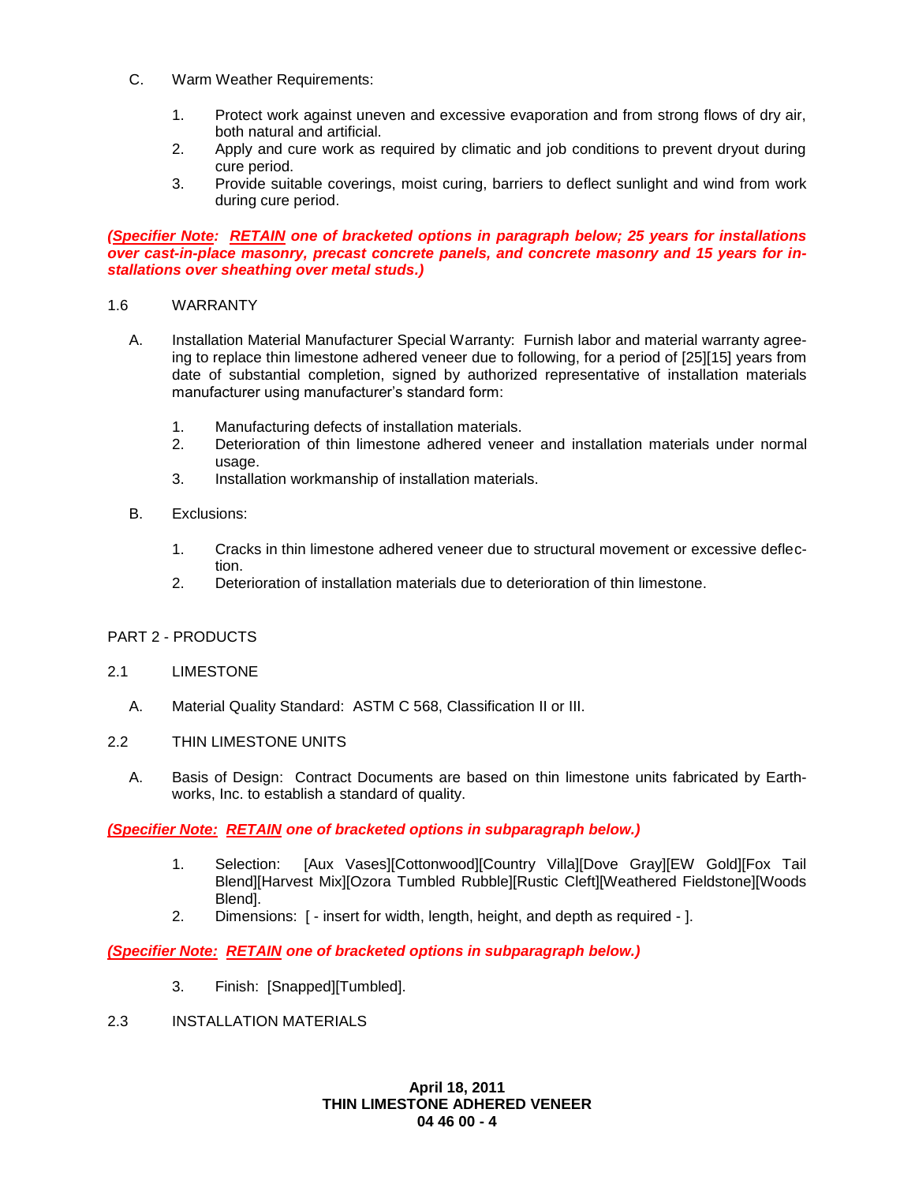C. Warm Weather Requirements:

1. Protect work against uneven and excessive evaporation and from strong flows of dry air, both natural and artificial.
2. Apply and cure work as required by climatic and job conditions to prevent dryout during cure period.
3. Provide suitable coverings, moist curing, barriers to deflect sunlight and wind from work during cure period.

***(Specifier Note: RETAIN one of bracketed options in paragraph below; 25 years for installations over cast-in-place masonry, precast concrete panels, and concrete masonry and 15 years for installations over sheathing over metal studs.)***

1.6 WARRANTY

A. Installation Material Manufacturer Special Warranty: Furnish labor and material warranty agreeing to replace thin limestone adhered veneer due to following, for a period of [25][15] years from date of substantial completion, signed by authorized representative of installation materials manufacturer using manufacturer's standard form:

1. Manufacturing defects of installation materials.
2. Deterioration of thin limestone adhered veneer and installation materials under normal usage.
3. Installation workmanship of installation materials.

B. Exclusions:

1. Cracks in thin limestone adhered veneer due to structural movement or excessive deflection.
2. Deterioration of installation materials due to deterioration of thin limestone.

PART 2 - PRODUCTS

2.1 LIMESTONE

A. Material Quality Standard: ASTM C 568, Classification II or III.

2.2 THIN LIMESTONE UNITS

A. Basis of Design: Contract Documents are based on thin limestone units fabricated by Earthworks, Inc. to establish a standard of quality.

***(Specifier Note: RETAIN one of bracketed options in subparagraph below.)***

1. Selection: [Aux Vases][Cottonwood][Country Villa][Dove Gray][EW Gold][Fox Tail Blend][Harvest Mix][Ozora Tumbled Rubble][Rustic Cleft][Weathered Fieldstone][Woods Blend].
2. Dimensions: [ - insert for width, length, height, and depth as required - ].

***(Specifier Note: RETAIN one of bracketed options in subparagraph below.)***

3. Finish: [Snapped][Tumbled].

2.3 INSTALLATION MATERIALS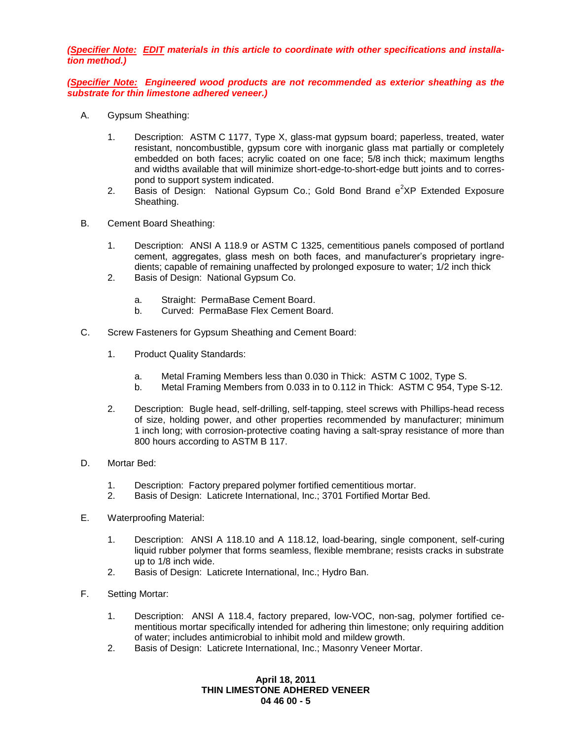***(<u>Specifier Note:</u> <u>EDIT</u> materials in this article to coordinate with other specifications and installation method.)***

***(<u>Specifier Note:</u> Engineered wood products are not recommended as exterior sheathing as the substrate for thin limestone adhered veneer.)***

A. Gypsum Sheathing:

1. Description: ASTM C 1177, Type X, glass-mat gypsum board; paperless, treated, water resistant, noncombustible, gypsum core with inorganic glass mat partially or completely embedded on both faces; acrylic coated on one face; 5/8 inch thick; maximum lengths and widths available that will minimize short-edge-to-short-edge butt joints and to correspond to support system indicated.
2. Basis of Design: National Gypsum Co.; Gold Bond Brand $e^2$XP Extended Exposure Sheathing.

B. Cement Board Sheathing:

1. Description: ANSI A 118.9 or ASTM C 1325, cementitious panels composed of portland cement, aggregates, glass mesh on both faces, and manufacturer's proprietary ingredients; capable of remaining unaffected by prolonged exposure to water; 1/2 inch thick
2. Basis of Design: National Gypsum Co.

   a. Straight: PermaBase Cement Board.
   b. Curved: PermaBase Flex Cement Board.

C. Screw Fasteners for Gypsum Sheathing and Cement Board:

1. Product Quality Standards:

   a. Metal Framing Members less than 0.030 in Thick: ASTM C 1002, Type S.
   b. Metal Framing Members from 0.033 in to 0.112 in Thick: ASTM C 954, Type S-12.

2. Description: Bugle head, self-drilling, self-tapping, steel screws with Phillips-head recess of size, holding power, and other properties recommended by manufacturer; minimum 1 inch long; with corrosion-protective coating having a salt-spray resistance of more than 800 hours according to ASTM B 117.

D. Mortar Bed:

1. Description: Factory prepared polymer fortified cementitious mortar.
2. Basis of Design: Laticrete International, Inc.; 3701 Fortified Mortar Bed.

E. Waterproofing Material:

1. Description: ANSI A 118.10 and A 118.12, load-bearing, single component, self-curing liquid rubber polymer that forms seamless, flexible membrane; resists cracks in substrate up to 1/8 inch wide.
2. Basis of Design: Laticrete International, Inc.; Hydro Ban.

F. Setting Mortar:

1. Description: ANSI A 118.4, factory prepared, low-VOC, non-sag, polymer fortified cementitious mortar specifically intended for adhering thin limestone; only requiring addition of water; includes antimicrobial to inhibit mold and mildew growth.
2. Basis of Design: Laticrete International, Inc.; Masonry Veneer Mortar.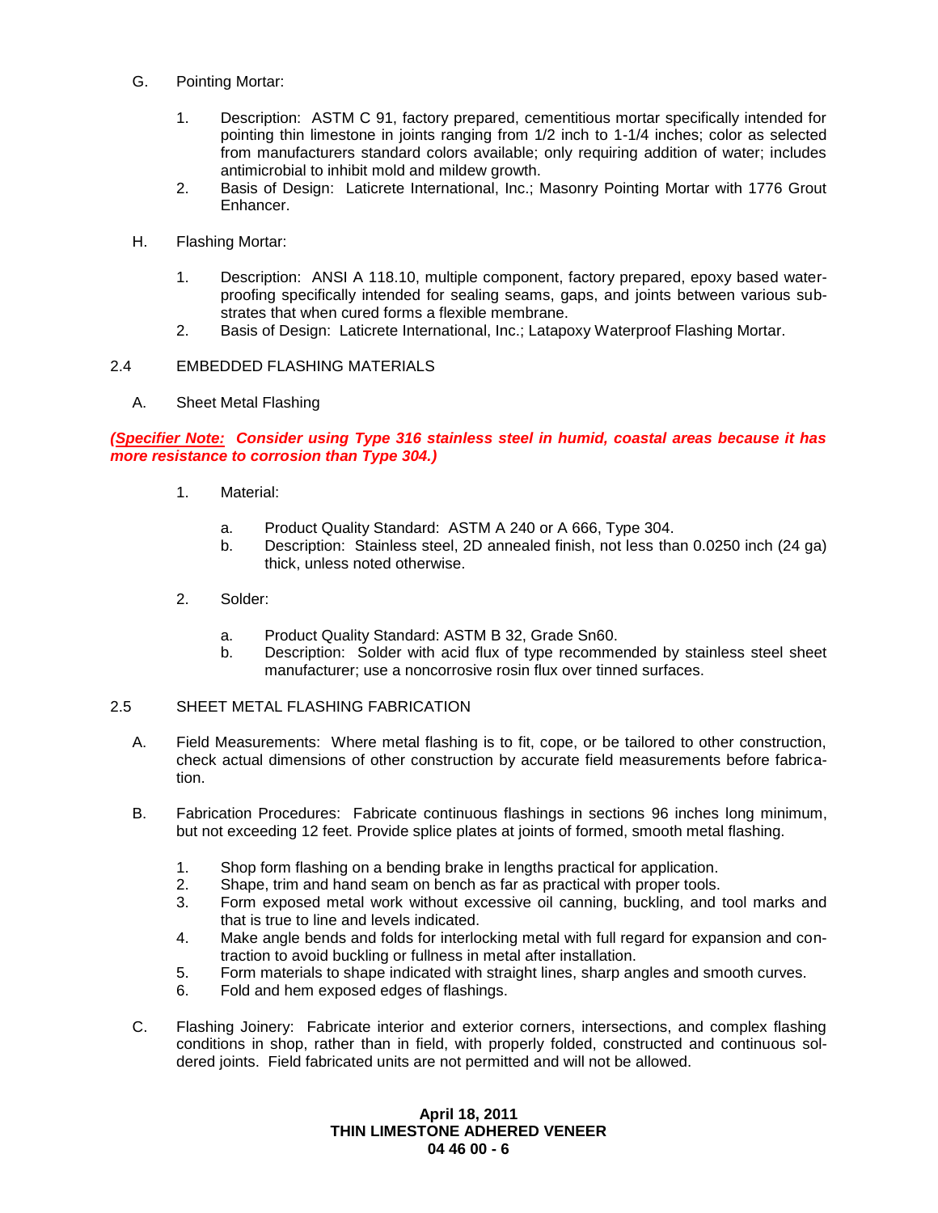G. Pointing Mortar:

1. Description: ASTM C 91, factory prepared, cementitious mortar specifically intended for pointing thin limestone in joints ranging from 1/2 inch to 1-1/4 inches; color as selected from manufacturers standard colors available; only requiring addition of water; includes antimicrobial to inhibit mold and mildew growth.
2. Basis of Design: Laticrete International, Inc.; Masonry Pointing Mortar with 1776 Grout Enhancer.

H. Flashing Mortar:

1. Description: ANSI A 118.10, multiple component, factory prepared, epoxy based waterproofing specifically intended for sealing seams, gaps, and joints between various substrates that when cured forms a flexible membrane.
2. Basis of Design: Laticrete International, Inc.; Latapoxy Waterproof Flashing Mortar.

## 2.4 EMBEDDED FLASHING MATERIALS

A. Sheet Metal Flashing

***(Specifier Note: Consider using Type 316 stainless steel in humid, coastal areas because it has more resistance to corrosion than Type 304.)***

1. Material:

   a. Product Quality Standard: ASTM A 240 or A 666, Type 304.
   b. Description: Stainless steel, 2D annealed finish, not less than 0.0250 inch (24 ga) thick, unless noted otherwise.

2. Solder:

   a. Product Quality Standard: ASTM B 32, Grade Sn60.
   b. Description: Solder with acid flux of type recommended by stainless steel sheet manufacturer; use a noncorrosive rosin flux over tinned surfaces.

## 2.5 SHEET METAL FLASHING FABRICATION

A. Field Measurements: Where metal flashing is to fit, cope, or be tailored to other construction, check actual dimensions of other construction by accurate field measurements before fabrication.

B. Fabrication Procedures: Fabricate continuous flashings in sections 96 inches long minimum, but not exceeding 12 feet. Provide splice plates at joints of formed, smooth metal flashing.

1. Shop form flashing on a bending brake in lengths practical for application.
2. Shape, trim and hand seam on bench as far as practical with proper tools.
3. Form exposed metal work without excessive oil canning, buckling, and tool marks and that is true to line and levels indicated.
4. Make angle bends and folds for interlocking metal with full regard for expansion and contraction to avoid buckling or fullness in metal after installation.
5. Form materials to shape indicated with straight lines, sharp angles and smooth curves.
6. Fold and hem exposed edges of flashings.

C. Flashing Joinery: Fabricate interior and exterior corners, intersections, and complex flashing conditions in shop, rather than in field, with properly folded, constructed and continuous soldered joints. Field fabricated units are not permitted and will not be allowed.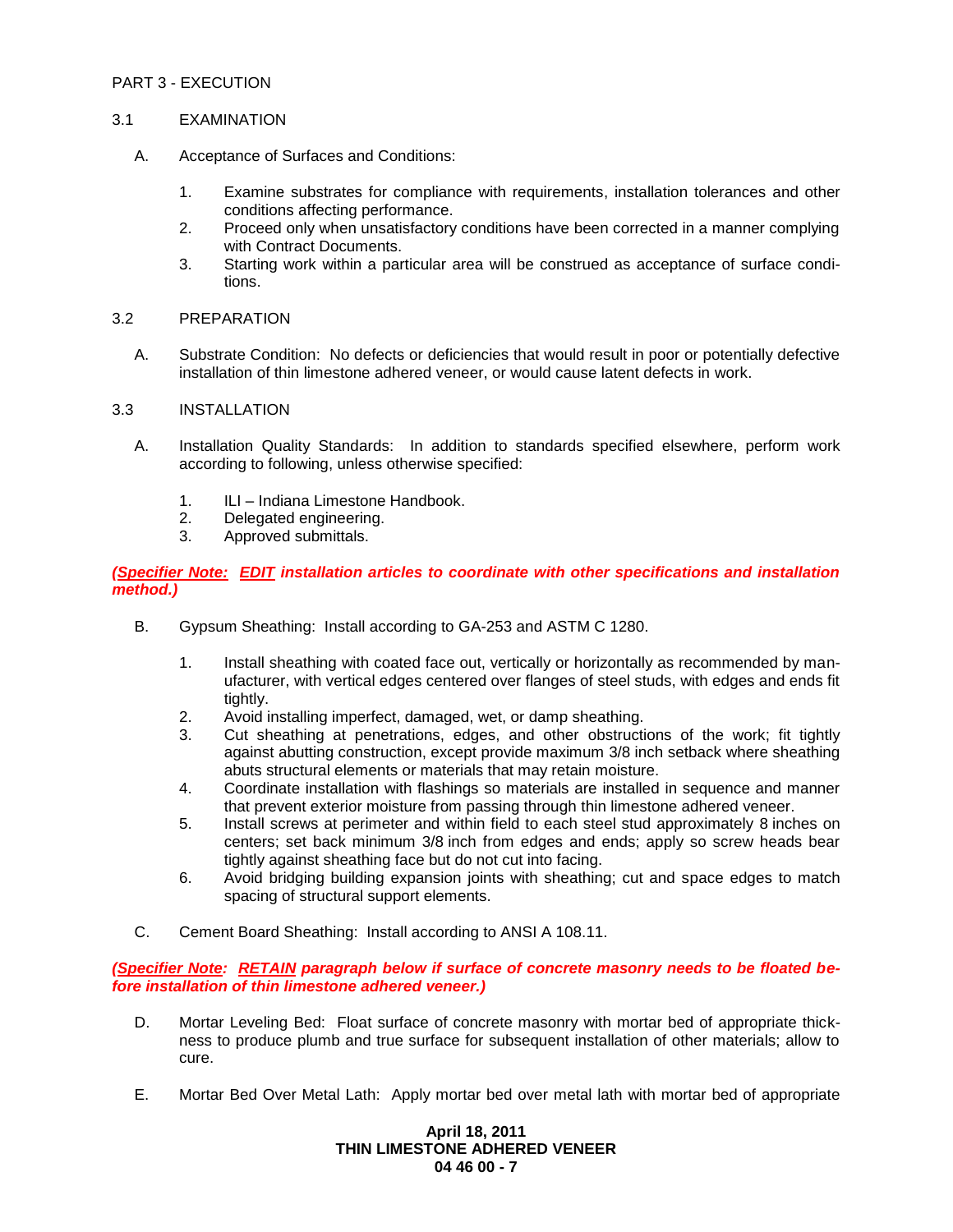PART 3 - EXECUTION

3.1 EXAMINATION

A. Acceptance of Surfaces and Conditions:

1. Examine substrates for compliance with requirements, installation tolerances and other conditions affecting performance.
2. Proceed only when unsatisfactory conditions have been corrected in a manner complying with Contract Documents.
3. Starting work within a particular area will be construed as acceptance of surface conditions.

3.2 PREPARATION

A. Substrate Condition: No defects or deficiencies that would result in poor or potentially defective installation of thin limestone adhered veneer, or would cause latent defects in work.

3.3 INSTALLATION

A. Installation Quality Standards: In addition to standards specified elsewhere, perform work according to following, unless otherwise specified:

1. ILI – Indiana Limestone Handbook.
2. Delegated engineering.
3. Approved submittals.

***(Specifier Note: EDIT installation articles to coordinate with other specifications and installation method.)***

B. Gypsum Sheathing: Install according to GA-253 and ASTM C 1280.

1. Install sheathing with coated face out, vertically or horizontally as recommended by manufacturer, with vertical edges centered over flanges of steel studs, with edges and ends fit tightly.
2. Avoid installing imperfect, damaged, wet, or damp sheathing.
3. Cut sheathing at penetrations, edges, and other obstructions of the work; fit tightly against abutting construction, except provide maximum 3/8 inch setback where sheathing abuts structural elements or materials that may retain moisture.
4. Coordinate installation with flashings so materials are installed in sequence and manner that prevent exterior moisture from passing through thin limestone adhered veneer.
5. Install screws at perimeter and within field to each steel stud approximately 8 inches on centers; set back minimum 3/8 inch from edges and ends; apply so screw heads bear tightly against sheathing face but do not cut into facing.
6. Avoid bridging building expansion joints with sheathing; cut and space edges to match spacing of structural support elements.

C. Cement Board Sheathing: Install according to ANSI A 108.11.

***(Specifier Note: RETAIN paragraph below if surface of concrete masonry needs to be floated before installation of thin limestone adhered veneer.)***

D. Mortar Leveling Bed: Float surface of concrete masonry with mortar bed of appropriate thickness to produce plumb and true surface for subsequent installation of other materials; allow to cure.

E. Mortar Bed Over Metal Lath: Apply mortar bed over metal lath with mortar bed of appropriate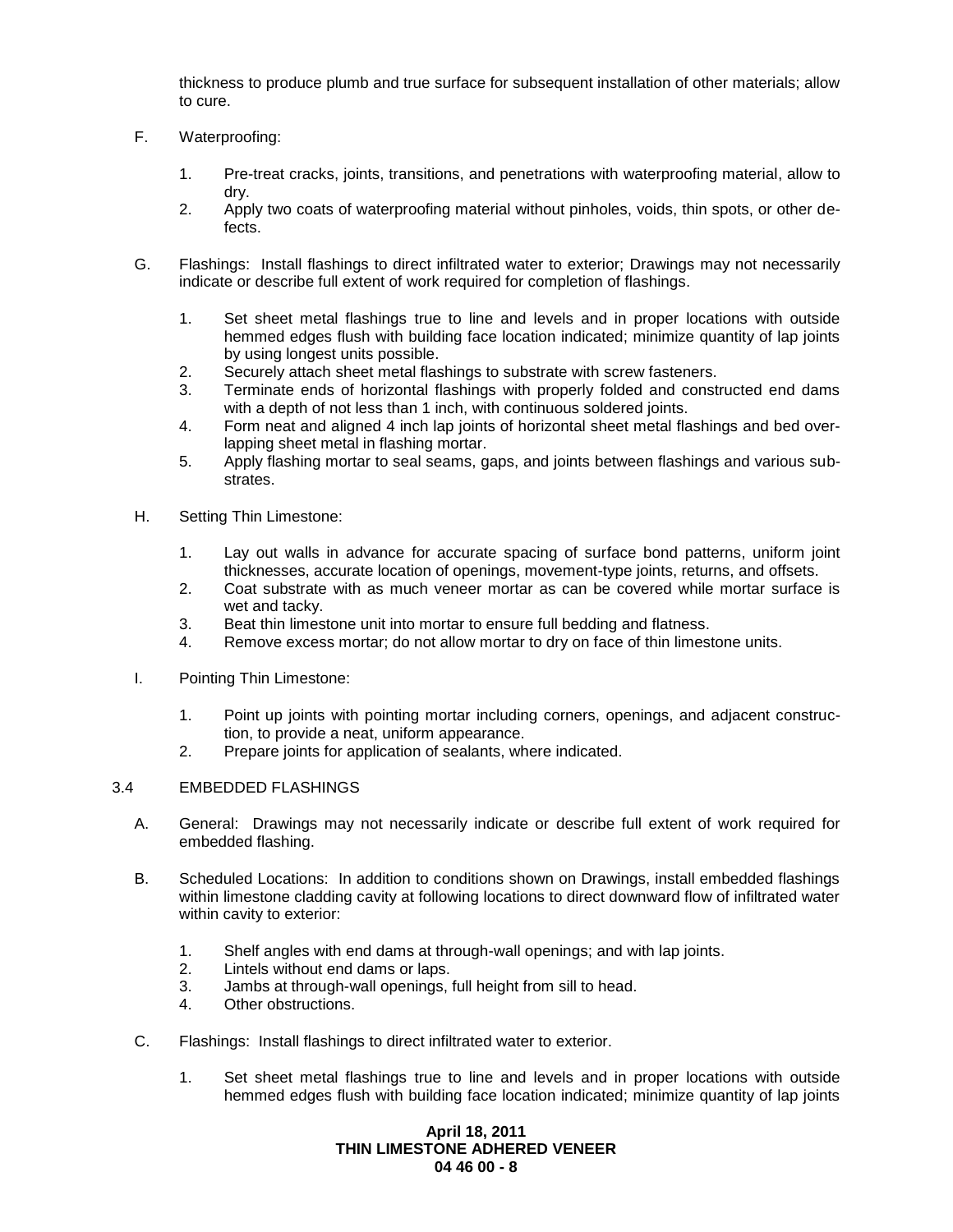thickness to produce plumb and true surface for subsequent installation of other materials; allow to cure.

F. Waterproofing:

1. Pre-treat cracks, joints, transitions, and penetrations with waterproofing material, allow to dry.
2. Apply two coats of waterproofing material without pinholes, voids, thin spots, or other defects.

G. Flashings: Install flashings to direct infiltrated water to exterior; Drawings may not necessarily indicate or describe full extent of work required for completion of flashings.

1. Set sheet metal flashings true to line and levels and in proper locations with outside hemmed edges flush with building face location indicated; minimize quantity of lap joints by using longest units possible.
2. Securely attach sheet metal flashings to substrate with screw fasteners.
3. Terminate ends of horizontal flashings with properly folded and constructed end dams with a depth of not less than 1 inch, with continuous soldered joints.
4. Form neat and aligned 4 inch lap joints of horizontal sheet metal flashings and bed overlapping sheet metal in flashing mortar.
5. Apply flashing mortar to seal seams, gaps, and joints between flashings and various substrates.

H. Setting Thin Limestone:

1. Lay out walls in advance for accurate spacing of surface bond patterns, uniform joint thicknesses, accurate location of openings, movement-type joints, returns, and offsets.
2. Coat substrate with as much veneer mortar as can be covered while mortar surface is wet and tacky.
3. Beat thin limestone unit into mortar to ensure full bedding and flatness.
4. Remove excess mortar; do not allow mortar to dry on face of thin limestone units.

I. Pointing Thin Limestone:

1. Point up joints with pointing mortar including corners, openings, and adjacent construction, to provide a neat, uniform appearance.
2. Prepare joints for application of sealants, where indicated.

## 3.4 EMBEDDED FLASHINGS

A. General: Drawings may not necessarily indicate or describe full extent of work required for embedded flashing.

B. Scheduled Locations: In addition to conditions shown on Drawings, install embedded flashings within limestone cladding cavity at following locations to direct downward flow of infiltrated water within cavity to exterior:

1. Shelf angles with end dams at through-wall openings; and with lap joints.
2. Lintels without end dams or laps.
3. Jambs at through-wall openings, full height from sill to head.
4. Other obstructions.

C. Flashings: Install flashings to direct infiltrated water to exterior.

1. Set sheet metal flashings true to line and levels and in proper locations with outside hemmed edges flush with building face location indicated; minimize quantity of lap joints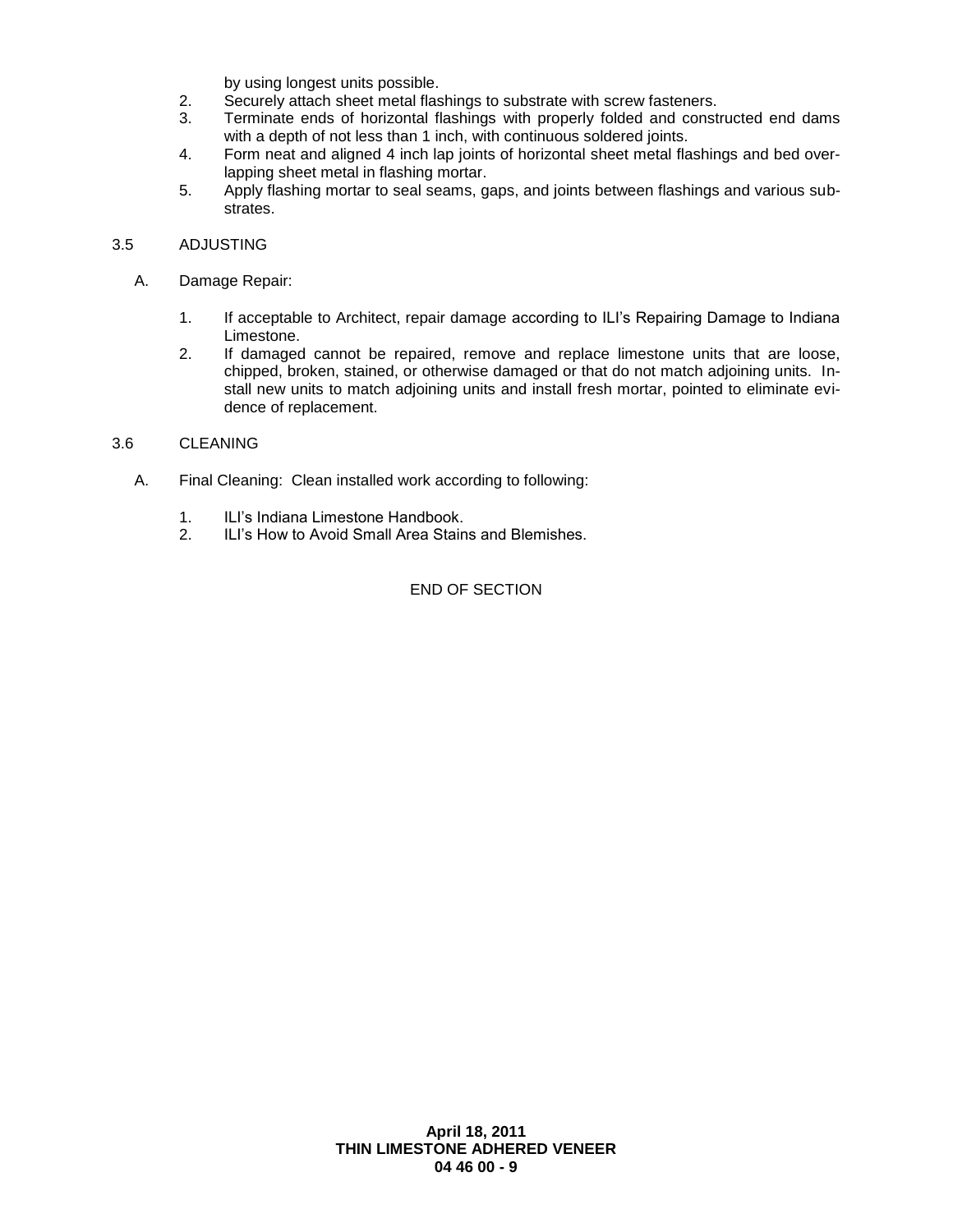by using longest units possible.

2. Securely attach sheet metal flashings to substrate with screw fasteners.
3. Terminate ends of horizontal flashings with properly folded and constructed end dams with a depth of not less than 1 inch, with continuous soldered joints.
4. Form neat and aligned 4 inch lap joints of horizontal sheet metal flashings and bed overlapping sheet metal in flashing mortar.
5. Apply flashing mortar to seal seams, gaps, and joints between flashings and various substrates.

3.5 ADJUSTING

A. Damage Repair:

1. If acceptable to Architect, repair damage according to ILI's Repairing Damage to Indiana Limestone.
2. If damaged cannot be repaired, remove and replace limestone units that are loose, chipped, broken, stained, or otherwise damaged or that do not match adjoining units. Install new units to match adjoining units and install fresh mortar, pointed to eliminate evidence of replacement.

3.6 CLEANING

A. Final Cleaning: Clean installed work according to following:

1. ILI's Indiana Limestone Handbook.
2. ILI's How to Avoid Small Area Stains and Blemishes.

END OF SECTION